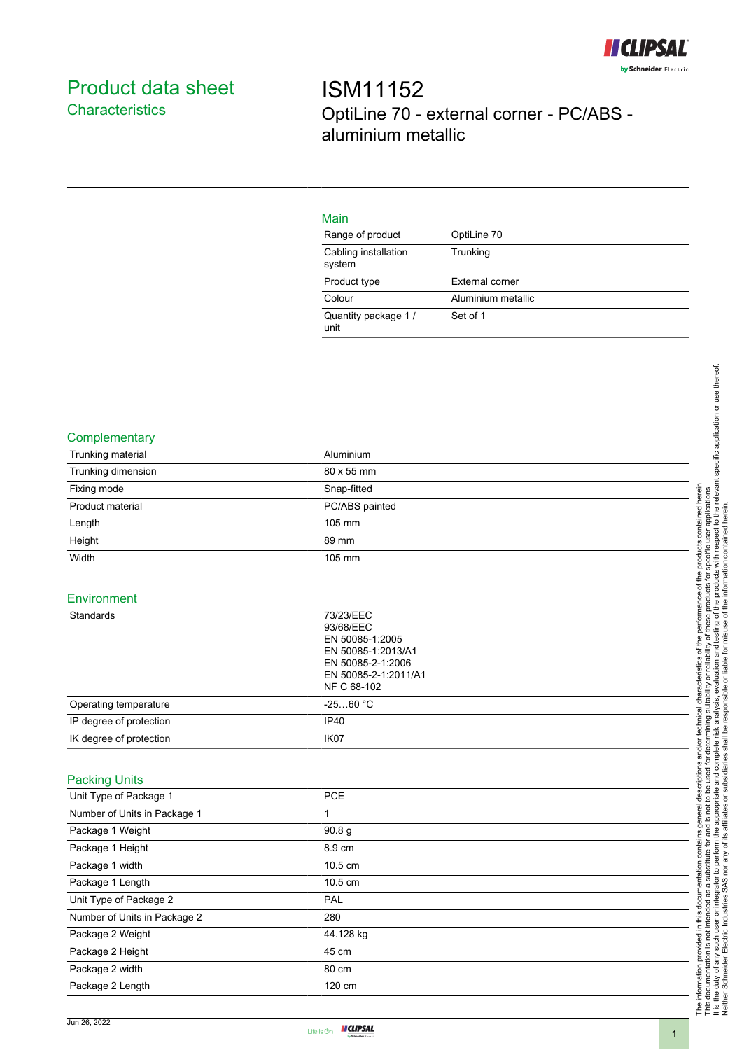# Product data sheet

## Characteristics

# ISM11152

OptiLine 70 - external corner - PC/ABS - aluminium metallic

### Main

| | |
|---|---|
| Range of product | OptiLine 70 |
| Cabling installation system | Trunking |
| Product type | External corner |
| Colour | Aluminium metallic |
| Quantity package 1 / unit | Set of 1 |

### Complementary

| | |
|---|---|
| Trunking material | Aluminium |
| Trunking dimension | 80 x 55 mm |
| Fixing mode | Snap-fitted |
| Product material | PC/ABS painted |
| Length | 105 mm |
| Height | 89 mm |
| Width | 105 mm |

### Environment

| | |
|---|---|
| Standards | 73/23/EEC<br>93/68/EEC<br>EN 50085-1:2005<br>EN 50085-1:2013/A1<br>EN 50085-2-1:2006<br>EN 50085-2-1:2011/A1<br>NF C 68-102 |
| Operating temperature | -25…60 °C |
| IP degree of protection | IP40 |
| IK degree of protection | IK07 |

### Packing Units

| | |
|---|---|
| Unit Type of Package 1 | PCE |
| Number of Units in Package 1 | 1 |
| Package 1 Weight | 90.8 g |
| Package 1 Height | 8.9 cm |
| Package 1 width | 10.5 cm |
| Package 1 Length | 10.5 cm |
| Unit Type of Package 2 | PAL |
| Number of Units in Package 2 | 280 |
| Package 2 Weight | 44.128 kg |
| Package 2 Height | 45 cm |
| Package 2 width | 80 cm |
| Package 2 Length | 120 cm |

The information provided in this documentation contains general descriptions and/or technical characteristics of the performance of the products contained herein. This documentation is not intended as a substitute for and is not to be used for determining suitability or reliability of these products for specific user applications. It is the duty of any such user or integrator to perform the appropriate and complete risk analysis, evaluation and testing of the products with respect to the relevant specific application or use thereof. Neither Schneider Electric Industries SAS nor any of its affiliates or subsidiaries shall be responsible or liable for misuse of the information contained herein.

Jun 26, 2022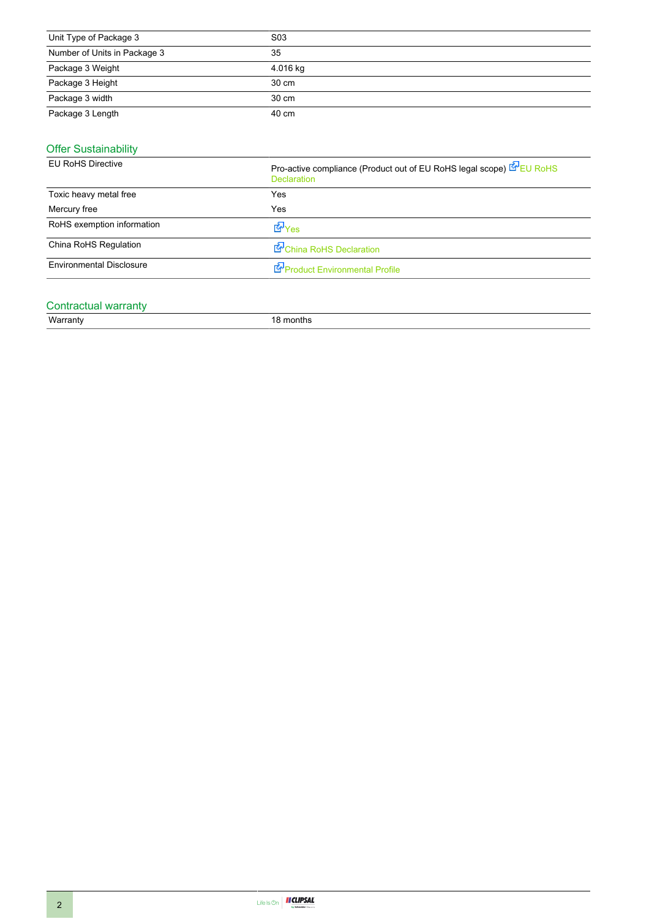| | |
|---|---|
| Unit Type of Package 3 | S03 |
| Number of Units in Package 3 | 35 |
| Package 3 Weight | 4.016 kg |
| Package 3 Height | 30 cm |
| Package 3 width | 30 cm |
| Package 3 Length | 40 cm |

## Offer Sustainability

| | |
|---|---|
| EU RoHS Directive | Pro-active compliance (Product out of EU RoHS legal scope) EU RoHS Declaration |
| Toxic heavy metal free | Yes |
| Mercury free | Yes |
| RoHS exemption information | Yes |
| China RoHS Regulation | China RoHS Declaration |
| Environmental Disclosure | Product Environmental Profile |

## Contractual warranty

| | |
|---|---|
| Warranty | 18 months |